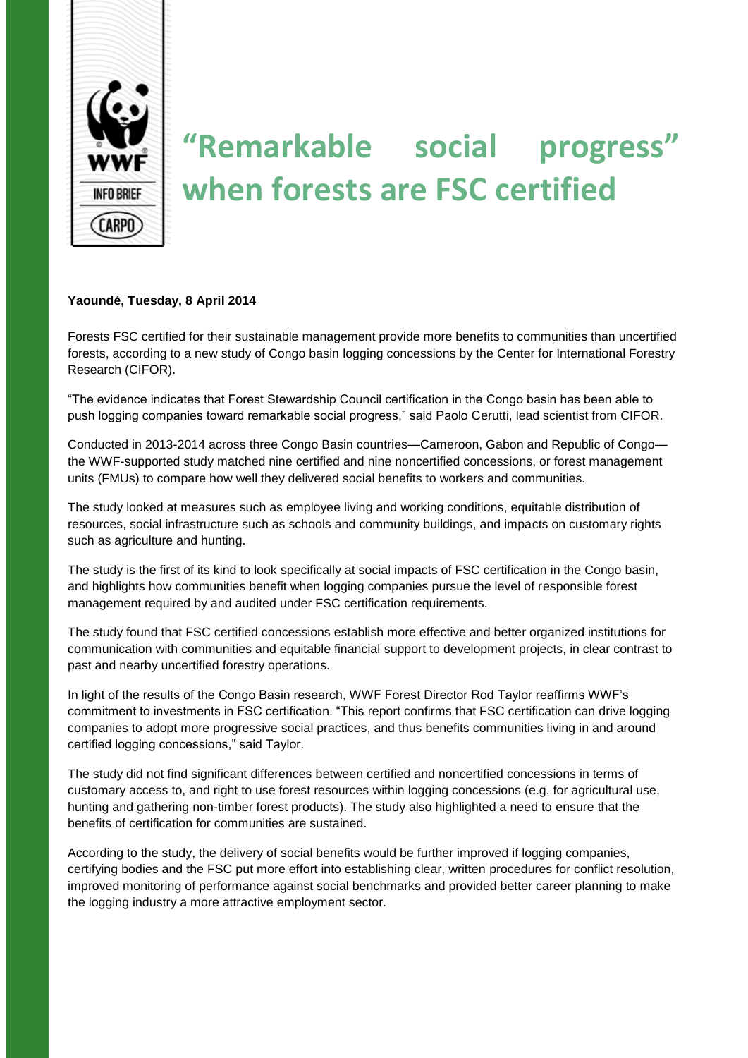# "Remarkable social progress" when forests are FSC certified

**Yaoundé, Tuesday, 8 April 2014**

Forests FSC certified for their sustainable management provide more benefits to communities than uncertified forests, according to a new study of Congo basin logging concessions by the Center for International Forestry Research (CIFOR).

"The evidence indicates that Forest Stewardship Council certification in the Congo basin has been able to push logging companies toward remarkable social progress," said Paolo Cerutti, lead scientist from CIFOR.

Conducted in 2013-2014 across three Congo Basin countries—Cameroon, Gabon and Republic of Congo—the WWF-supported study matched nine certified and nine noncertified concessions, or forest management units (FMUs) to compare how well they delivered social benefits to workers and communities.

The study looked at measures such as employee living and working conditions, equitable distribution of resources, social infrastructure such as schools and community buildings, and impacts on customary rights such as agriculture and hunting.

The study is the first of its kind to look specifically at social impacts of FSC certification in the Congo basin, and highlights how communities benefit when logging companies pursue the level of responsible forest management required by and audited under FSC certification requirements.

The study found that FSC certified concessions establish more effective and better organized institutions for communication with communities and equitable financial support to development projects, in clear contrast to past and nearby uncertified forestry operations.

In light of the results of the Congo Basin research, WWF Forest Director Rod Taylor reaffirms WWF's commitment to investments in FSC certification. "This report confirms that FSC certification can drive logging companies to adopt more progressive social practices, and thus benefits communities living in and around certified logging concessions," said Taylor.

The study did not find significant differences between certified and noncertified concessions in terms of customary access to, and right to use forest resources within logging concessions (e.g. for agricultural use, hunting and gathering non-timber forest products). The study also highlighted a need to ensure that the benefits of certification for communities are sustained.

According to the study, the delivery of social benefits would be further improved if logging companies, certifying bodies and the FSC put more effort into establishing clear, written procedures for conflict resolution, improved monitoring of performance against social benchmarks and provided better career planning to make the logging industry a more attractive employment sector.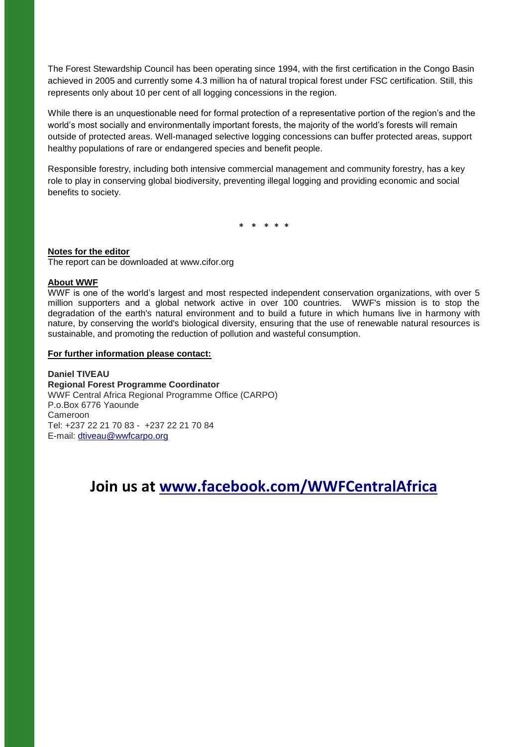The Forest Stewardship Council has been operating since 1994, with the first certification in the Congo Basin achieved in 2005 and currently some 4.3 million ha of natural tropical forest under FSC certification. Still, this represents only about 10 per cent of all logging concessions in the region.

While there is an unquestionable need for formal protection of a representative portion of the region's and the world's most socially and environmentally important forests, the majority of the world's forests will remain outside of protected areas. Well-managed selective logging concessions can buffer protected areas, support healthy populations of rare or endangered species and benefit people.

Responsible forestry, including both intensive commercial management and community forestry, has a key role to play in conserving global biodiversity, preventing illegal logging and providing economic and social benefits to society.

* * * * *

**Notes for the editor**

The report can be downloaded at www.cifor.org

**About WWF**

WWF is one of the world's largest and most respected independent conservation organizations, with over 5 million supporters and a global network active in over 100 countries. WWF's mission is to stop the degradation of the earth's natural environment and to build a future in which humans live in harmony with nature, by conserving the world's biological diversity, ensuring that the use of renewable natural resources is sustainable, and promoting the reduction of pollution and wasteful consumption.

**For further information please contact:**

**Daniel TIVEAU**
**Regional Forest Programme Coordinator**
WWF Central Africa Regional Programme Office (CARPO)
P.o.Box 6776 Yaounde
Cameroon
Tel: +237 22 21 70 83 - +237 22 21 70 84
E-mail: dtiveau@wwfcarpo.org

## Join us at www.facebook.com/WWFCentralAfrica